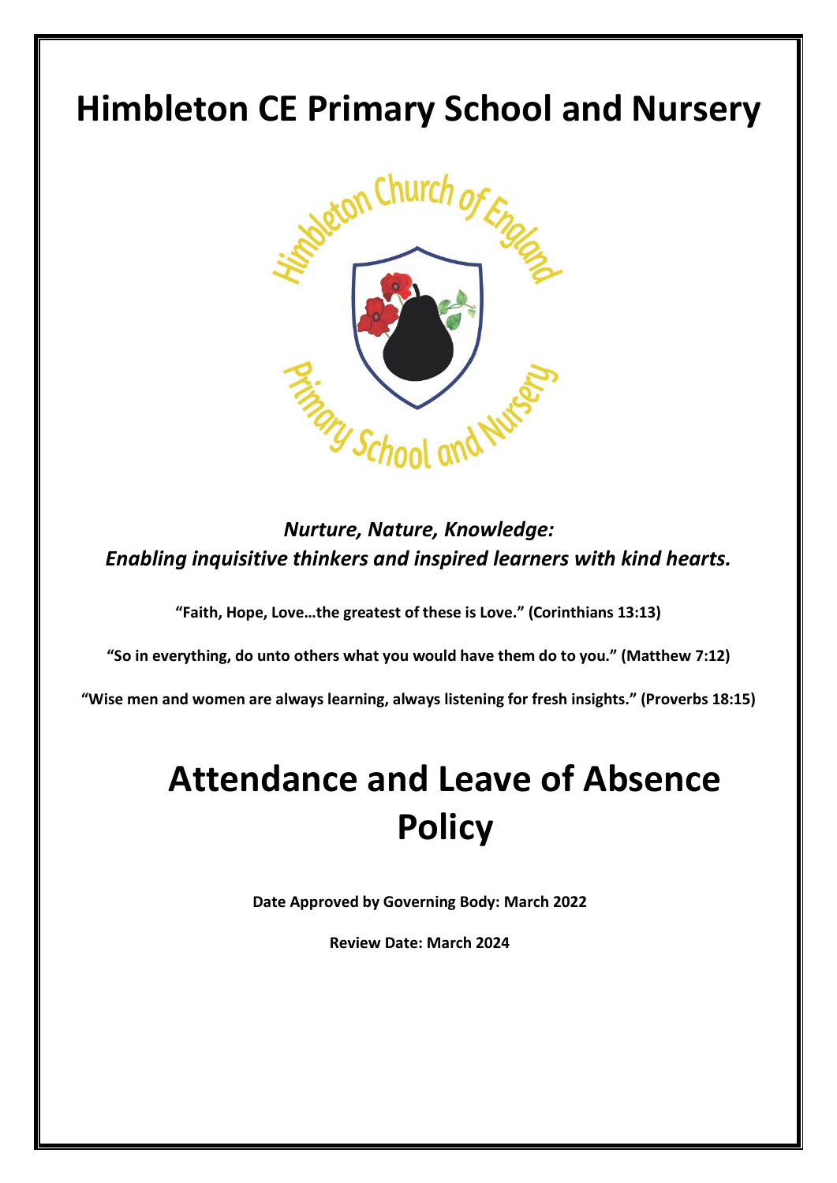# Himbleton CE Primary School and Nursery

*Nurture, Nature, Knowledge:*
*Enabling inquisitive thinkers and inspired learners with kind hearts.*

**"Faith, Hope, Love…the greatest of these is Love." (Corinthians 13:13)**

**"So in everything, do unto others what you would have them do to you." (Matthew 7:12)**

**"Wise men and women are always learning, always listening for fresh insights." (Proverbs 18:15)**

# Attendance and Leave of Absence Policy

**Date Approved by Governing Body: March 2022**

**Review Date: March 2024**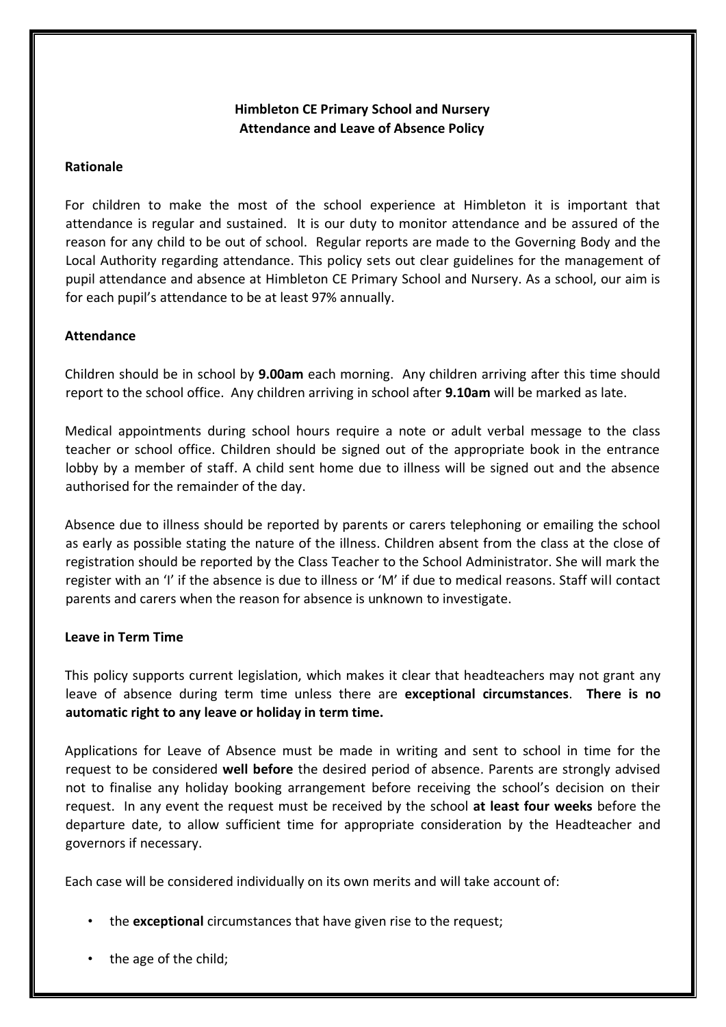**Himbleton CE Primary School and Nursery**
**Attendance and Leave of Absence Policy**

**Rationale**

For children to make the most of the school experience at Himbleton it is important that attendance is regular and sustained. It is our duty to monitor attendance and be assured of the reason for any child to be out of school. Regular reports are made to the Governing Body and the Local Authority regarding attendance. This policy sets out clear guidelines for the management of pupil attendance and absence at Himbleton CE Primary School and Nursery. As a school, our aim is for each pupil's attendance to be at least 97% annually.

**Attendance**

Children should be in school by **9.00am** each morning. Any children arriving after this time should report to the school office. Any children arriving in school after **9.10am** will be marked as late.

Medical appointments during school hours require a note or adult verbal message to the class teacher or school office. Children should be signed out of the appropriate book in the entrance lobby by a member of staff. A child sent home due to illness will be signed out and the absence authorised for the remainder of the day.

Absence due to illness should be reported by parents or carers telephoning or emailing the school as early as possible stating the nature of the illness. Children absent from the class at the close of registration should be reported by the Class Teacher to the School Administrator. She will mark the register with an 'I' if the absence is due to illness or 'M' if due to medical reasons. Staff will contact parents and carers when the reason for absence is unknown to investigate.

**Leave in Term Time**

This policy supports current legislation, which makes it clear that headteachers may not grant any leave of absence during term time unless there are **exceptional circumstances**. **There is no automatic right to any leave or holiday in term time.**

Applications for Leave of Absence must be made in writing and sent to school in time for the request to be considered **well before** the desired period of absence. Parents are strongly advised not to finalise any holiday booking arrangement before receiving the school's decision on their request. In any event the request must be received by the school **at least four weeks** before the departure date, to allow sufficient time for appropriate consideration by the Headteacher and governors if necessary.

Each case will be considered individually on its own merits and will take account of:

- the **exceptional** circumstances that have given rise to the request;
- the age of the child;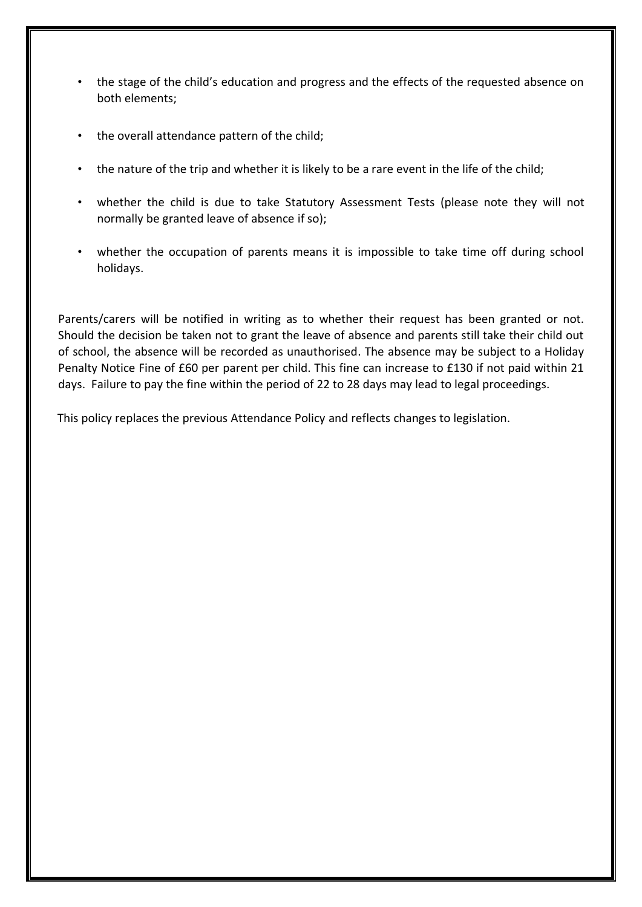- the stage of the child's education and progress and the effects of the requested absence on both elements;
- the overall attendance pattern of the child;
- the nature of the trip and whether it is likely to be a rare event in the life of the child;
- whether the child is due to take Statutory Assessment Tests (please note they will not normally be granted leave of absence if so);
- whether the occupation of parents means it is impossible to take time off during school holidays.

Parents/carers will be notified in writing as to whether their request has been granted or not. Should the decision be taken not to grant the leave of absence and parents still take their child out of school, the absence will be recorded as unauthorised. The absence may be subject to a Holiday Penalty Notice Fine of £60 per parent per child. This fine can increase to £130 if not paid within 21 days. Failure to pay the fine within the period of 22 to 28 days may lead to legal proceedings.

This policy replaces the previous Attendance Policy and reflects changes to legislation.